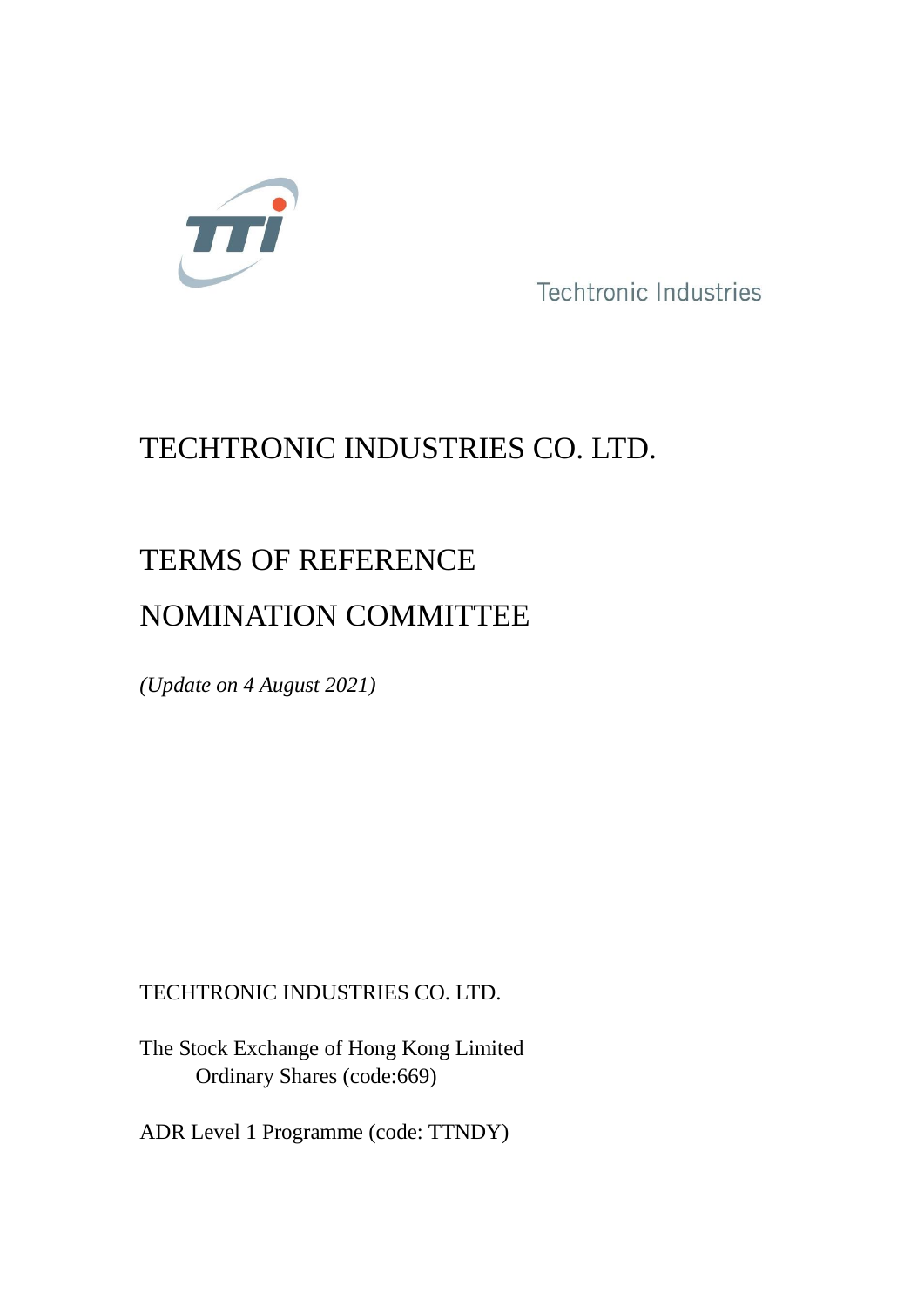Techtronic Industries

# TECHTRONIC INDUSTRIES CO. LTD.

# TERMS OF REFERENCE

# NOMINATION COMMITTEE

*(Update on 4 August 2021)*

TECHTRONIC INDUSTRIES CO. LTD.

The Stock Exchange of Hong Kong Limited
Ordinary Shares (code:669)

ADR Level 1 Programme (code: TTNDY)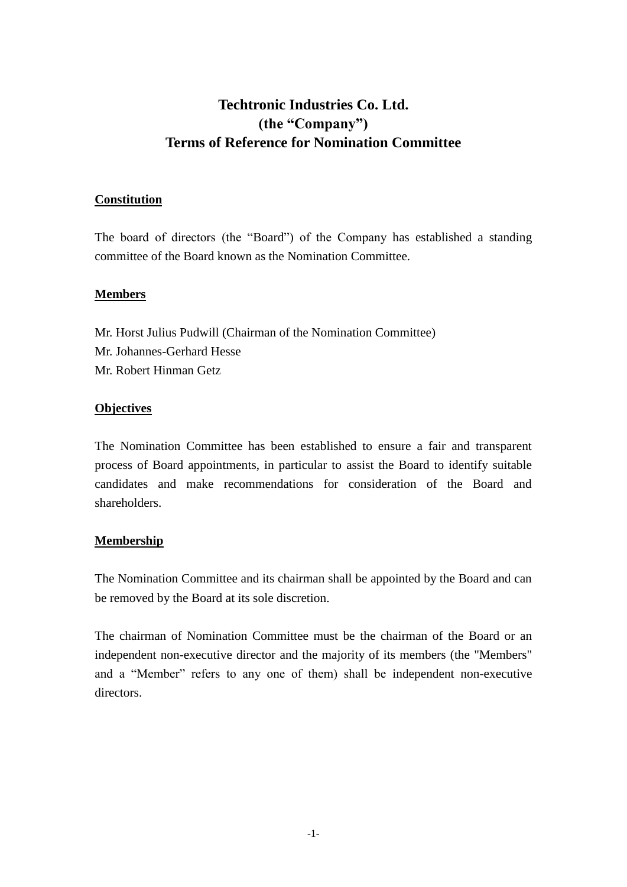# Techtronic Industries Co. Ltd.
# (the "Company")
# Terms of Reference for Nomination Committee

**Constitution**

The board of directors (the "Board") of the Company has established a standing committee of the Board known as the Nomination Committee.

**Members**

Mr. Horst Julius Pudwill (Chairman of the Nomination Committee)
Mr. Johannes-Gerhard Hesse
Mr. Robert Hinman Getz

**Objectives**

The Nomination Committee has been established to ensure a fair and transparent process of Board appointments, in particular to assist the Board to identify suitable candidates and make recommendations for consideration of the Board and shareholders.

**Membership**

The Nomination Committee and its chairman shall be appointed by the Board and can be removed by the Board at its sole discretion.

The chairman of Nomination Committee must be the chairman of the Board or an independent non-executive director and the majority of its members (the "Members" and a "Member" refers to any one of them) shall be independent non-executive directors.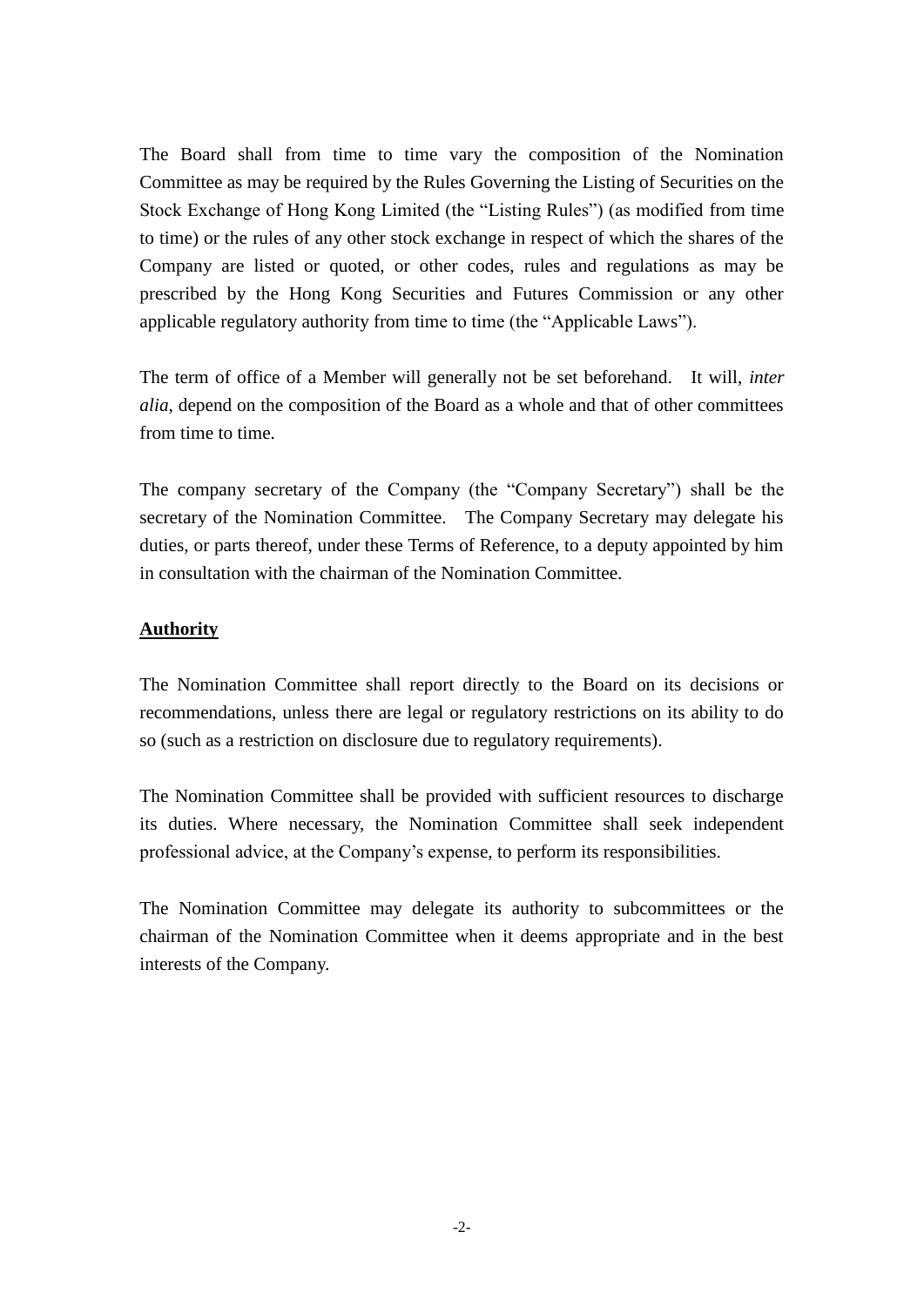The Board shall from time to time vary the composition of the Nomination Committee as may be required by the Rules Governing the Listing of Securities on the Stock Exchange of Hong Kong Limited (the "Listing Rules") (as modified from time to time) or the rules of any other stock exchange in respect of which the shares of the Company are listed or quoted, or other codes, rules and regulations as may be prescribed by the Hong Kong Securities and Futures Commission or any other applicable regulatory authority from time to time (the "Applicable Laws").

The term of office of a Member will generally not be set beforehand. It will, *inter alia*, depend on the composition of the Board as a whole and that of other committees from time to time.

The company secretary of the Company (the "Company Secretary") shall be the secretary of the Nomination Committee. The Company Secretary may delegate his duties, or parts thereof, under these Terms of Reference, to a deputy appointed by him in consultation with the chairman of the Nomination Committee.

**Authority**

The Nomination Committee shall report directly to the Board on its decisions or recommendations, unless there are legal or regulatory restrictions on its ability to do so (such as a restriction on disclosure due to regulatory requirements).

The Nomination Committee shall be provided with sufficient resources to discharge its duties. Where necessary, the Nomination Committee shall seek independent professional advice, at the Company's expense, to perform its responsibilities.

The Nomination Committee may delegate its authority to subcommittees or the chairman of the Nomination Committee when it deems appropriate and in the best interests of the Company.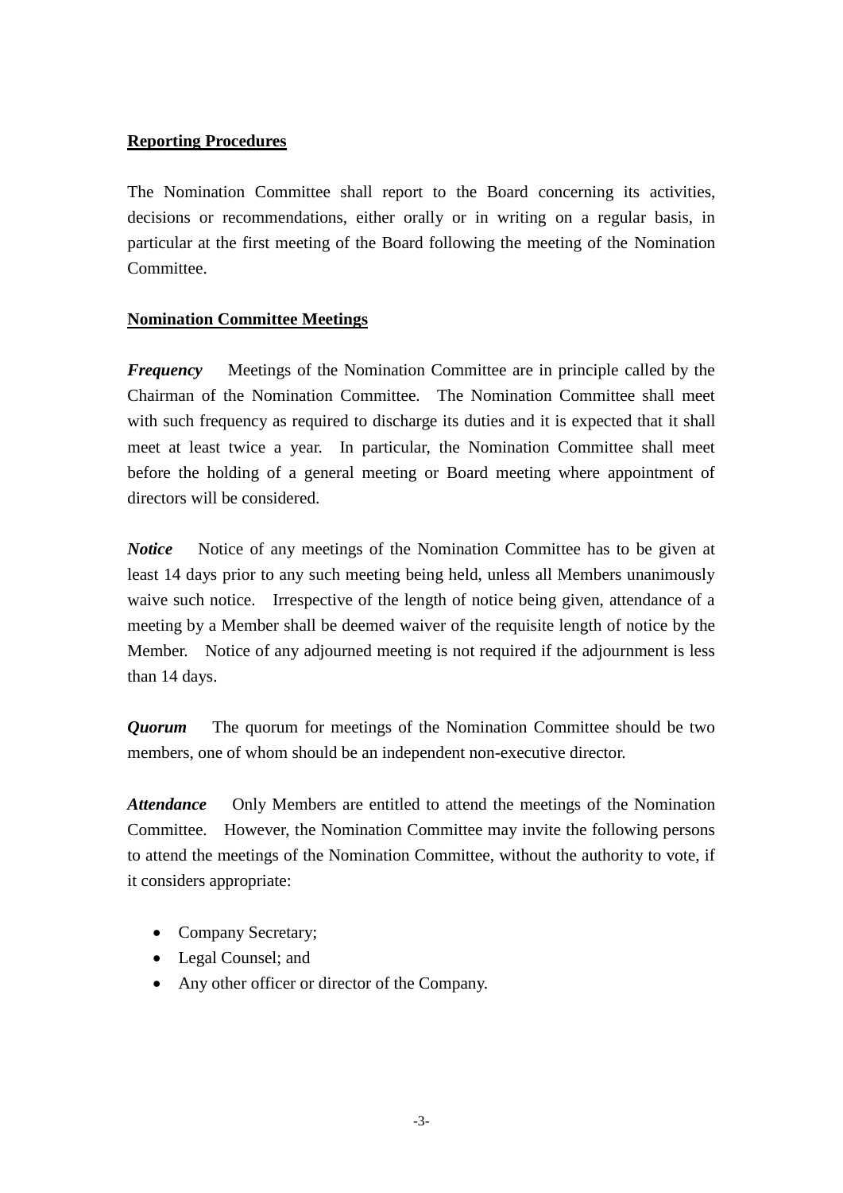**<u>Reporting Procedures</u>**

The Nomination Committee shall report to the Board concerning its activities, decisions or recommendations, either orally or in writing on a regular basis, in particular at the first meeting of the Board following the meeting of the Nomination Committee.

**<u>Nomination Committee Meetings</u>**

***Frequency*** Meetings of the Nomination Committee are in principle called by the Chairman of the Nomination Committee. The Nomination Committee shall meet with such frequency as required to discharge its duties and it is expected that it shall meet at least twice a year. In particular, the Nomination Committee shall meet before the holding of a general meeting or Board meeting where appointment of directors will be considered.

***Notice*** Notice of any meetings of the Nomination Committee has to be given at least 14 days prior to any such meeting being held, unless all Members unanimously waive such notice. Irrespective of the length of notice being given, attendance of a meeting by a Member shall be deemed waiver of the requisite length of notice by the Member. Notice of any adjourned meeting is not required if the adjournment is less than 14 days.

***Quorum*** The quorum for meetings of the Nomination Committee should be two members, one of whom should be an independent non-executive director.

***Attendance*** Only Members are entitled to attend the meetings of the Nomination Committee. However, the Nomination Committee may invite the following persons to attend the meetings of the Nomination Committee, without the authority to vote, if it considers appropriate:

- Company Secretary;
- Legal Counsel; and
- Any other officer or director of the Company.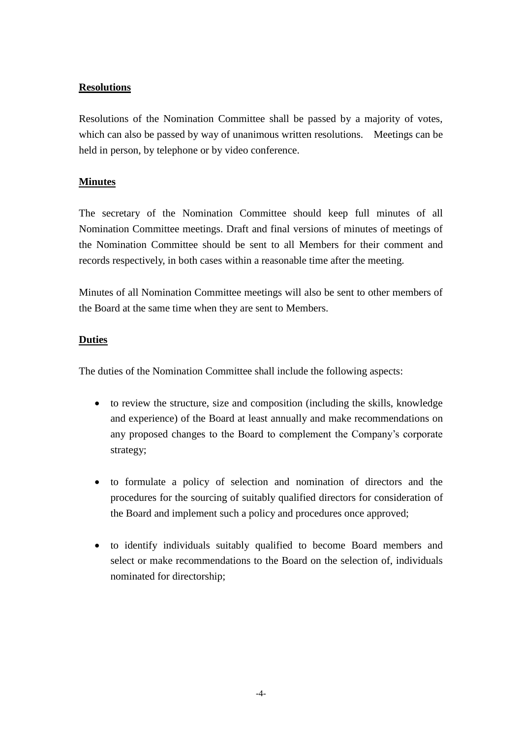**Resolutions**

Resolutions of the Nomination Committee shall be passed by a majority of votes, which can also be passed by way of unanimous written resolutions. Meetings can be held in person, by telephone or by video conference.

**Minutes**

The secretary of the Nomination Committee should keep full minutes of all Nomination Committee meetings. Draft and final versions of minutes of meetings of the Nomination Committee should be sent to all Members for their comment and records respectively, in both cases within a reasonable time after the meeting.

Minutes of all Nomination Committee meetings will also be sent to other members of the Board at the same time when they are sent to Members.

**Duties**

The duties of the Nomination Committee shall include the following aspects:

- to review the structure, size and composition (including the skills, knowledge and experience) of the Board at least annually and make recommendations on any proposed changes to the Board to complement the Company's corporate strategy;

- to formulate a policy of selection and nomination of directors and the procedures for the sourcing of suitably qualified directors for consideration of the Board and implement such a policy and procedures once approved;

- to identify individuals suitably qualified to become Board members and select or make recommendations to the Board on the selection of, individuals nominated for directorship;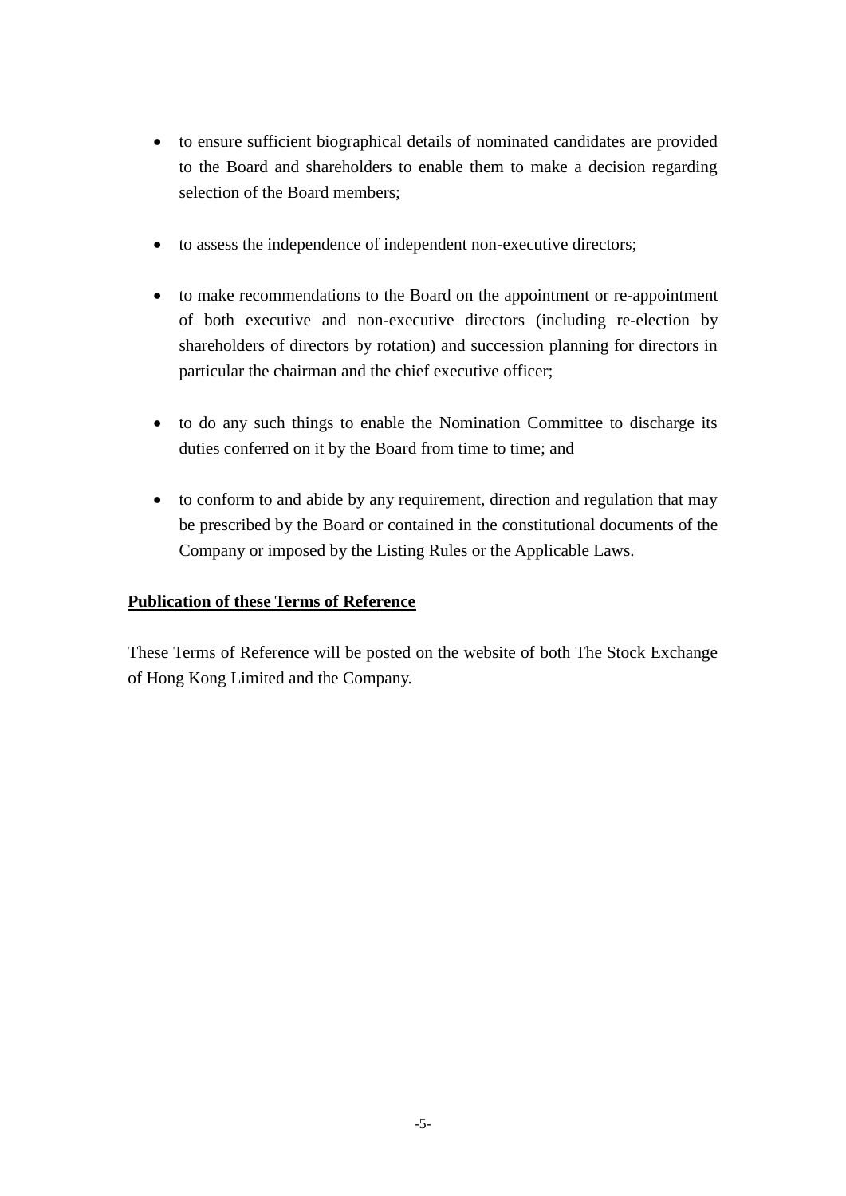- to ensure sufficient biographical details of nominated candidates are provided to the Board and shareholders to enable them to make a decision regarding selection of the Board members;

- to assess the independence of independent non-executive directors;

- to make recommendations to the Board on the appointment or re-appointment of both executive and non-executive directors (including re-election by shareholders of directors by rotation) and succession planning for directors in particular the chairman and the chief executive officer;

- to do any such things to enable the Nomination Committee to discharge its duties conferred on it by the Board from time to time; and

- to conform to and abide by any requirement, direction and regulation that may be prescribed by the Board or contained in the constitutional documents of the Company or imposed by the Listing Rules or the Applicable Laws.

**Publication of these Terms of Reference**

These Terms of Reference will be posted on the website of both The Stock Exchange of Hong Kong Limited and the Company.